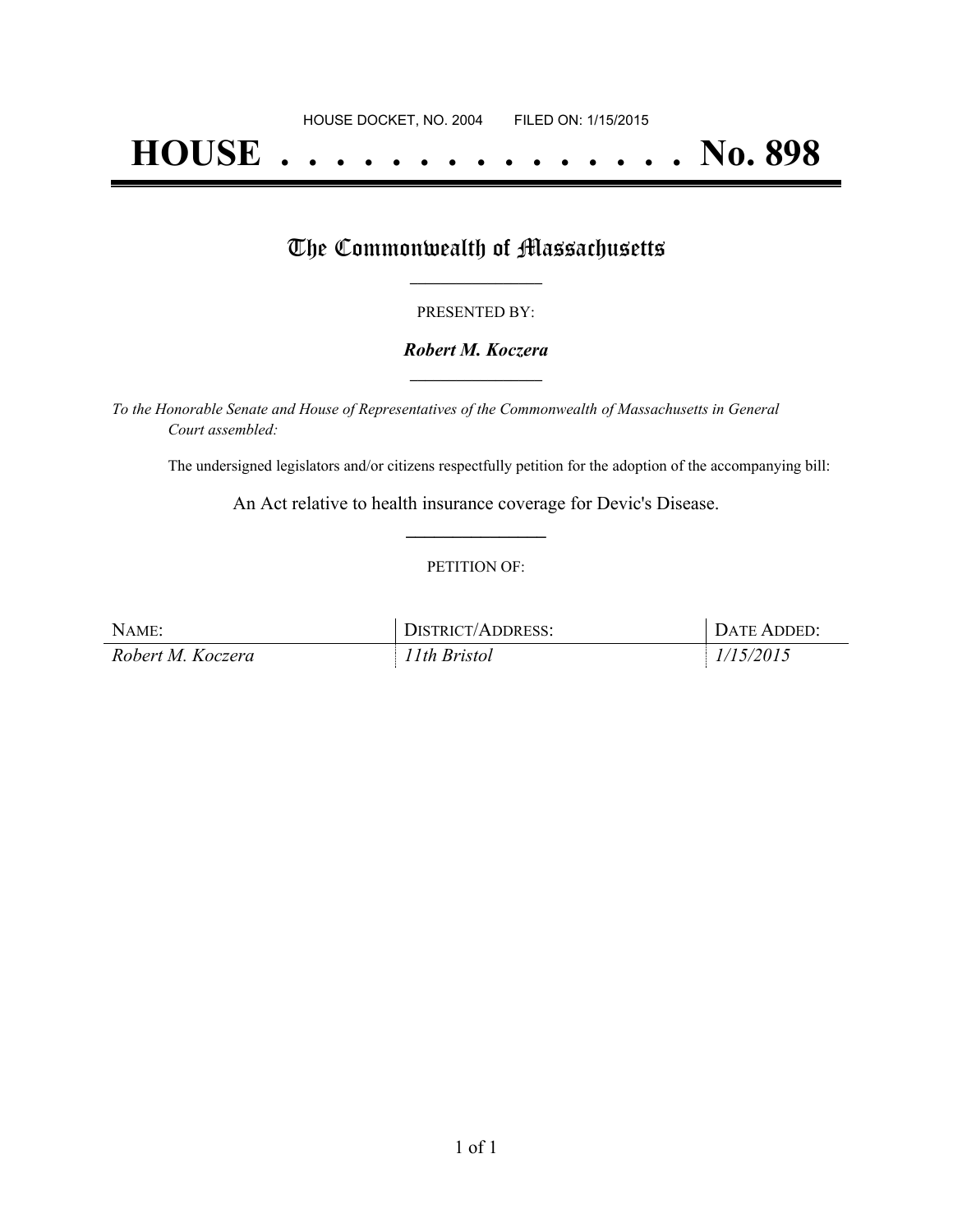HOUSE DOCKET, NO. 2004        FILED ON: 1/15/2015

# HOUSE . . . . . . . . . . . . . . . No. 898

## The Commonwealth of Massachusetts

PRESENTED BY:

***Robert M. Koczera***

*To the Honorable Senate and House of Representatives of the Commonwealth of Massachusetts in General Court assembled:*

The undersigned legislators and/or citizens respectfully petition for the adoption of the accompanying bill:

An Act relative to health insurance coverage for Devic's Disease.

PETITION OF:

| NAME: | DISTRICT/ADDRESS: | DATE ADDED: |
| --- | --- | --- |
| *Robert M. Koczera* | *11th Bristol* | *1/15/2015* |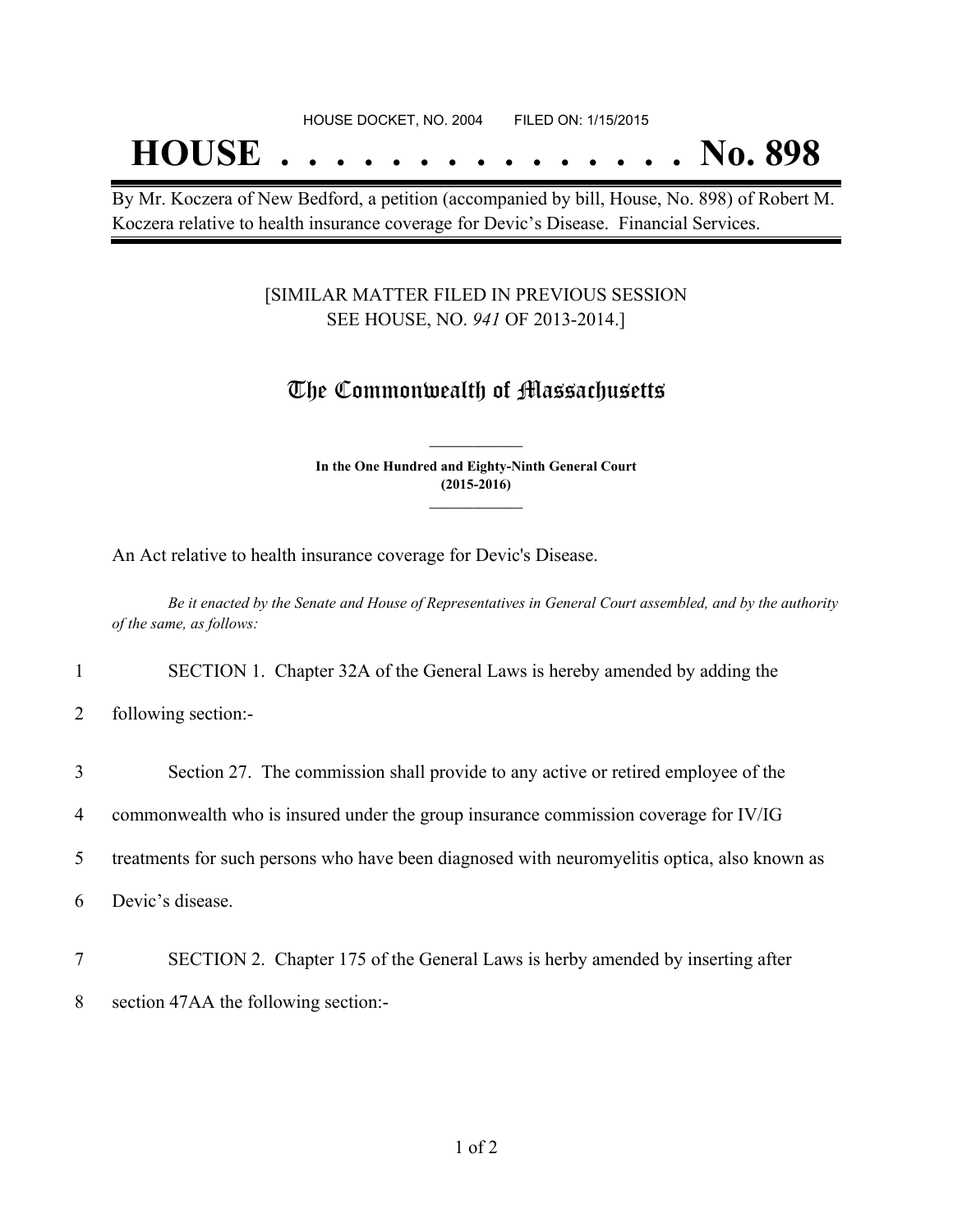HOUSE DOCKET, NO. 2004 FILED ON: 1/15/2015

# HOUSE . . . . . . . . . . . . . . . No. 898

By Mr. Koczera of New Bedford, a petition (accompanied by bill, House, No. 898) of Robert M. Koczera relative to health insurance coverage for Devic's Disease. Financial Services.

[SIMILAR MATTER FILED IN PREVIOUS SESSION
SEE HOUSE, NO. *941* OF 2013-2014.]

## The Commonwealth of Massachusetts

**In the One Hundred and Eighty-Ninth General Court**
**(2015-2016)**

An Act relative to health insurance coverage for Devic's Disease.

*Be it enacted by the Senate and House of Representatives in General Court assembled, and by the authority of the same, as follows:*

1 SECTION 1. Chapter 32A of the General Laws is hereby amended by adding the
2 following section:-

3 Section 27. The commission shall provide to any active or retired employee of the
4 commonwealth who is insured under the group insurance commission coverage for IV/IG
5 treatments for such persons who have been diagnosed with neuromyelitis optica, also known as
6 Devic's disease.

7 SECTION 2. Chapter 175 of the General Laws is herby amended by inserting after
8 section 47AA the following section:-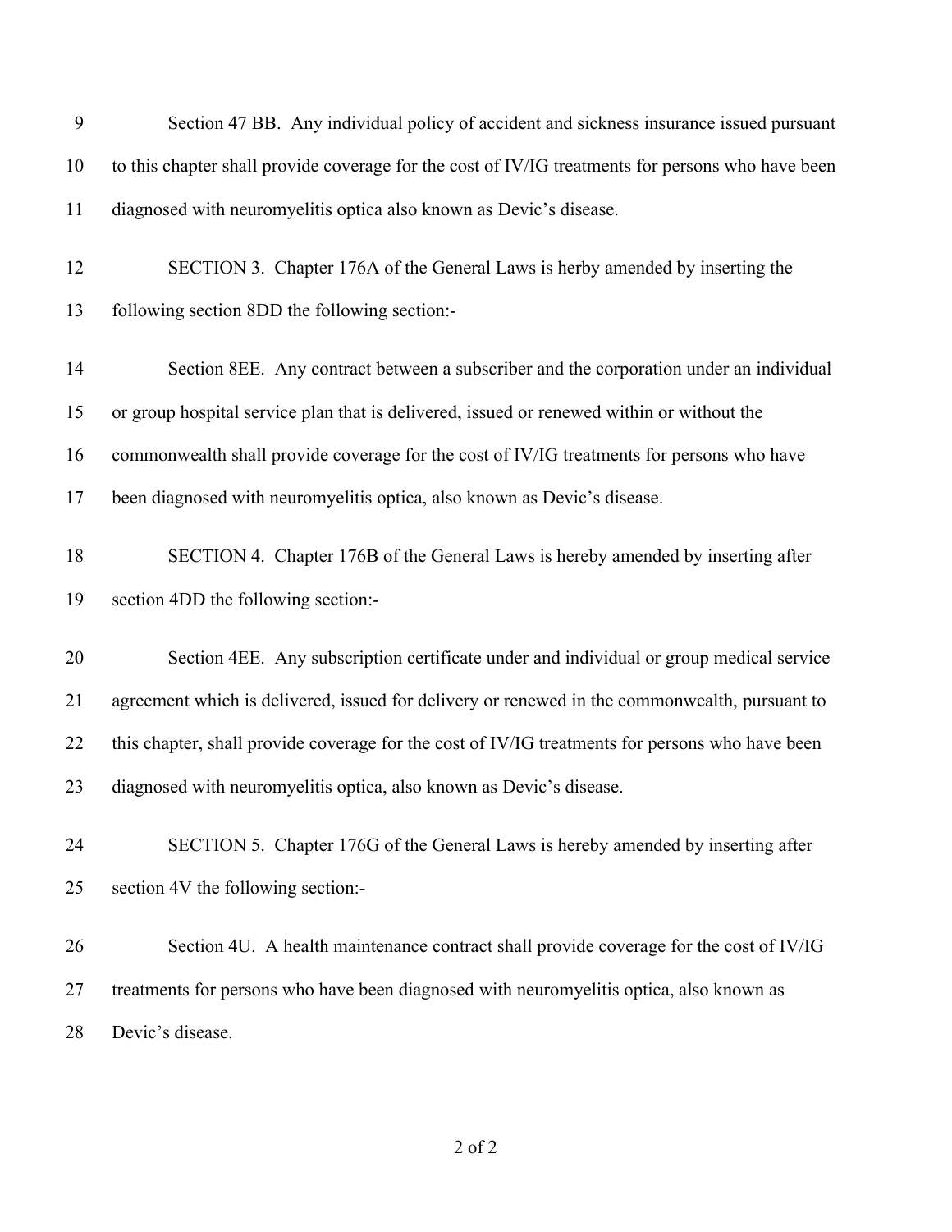Section 47 BB. Any individual policy of accident and sickness insurance issued pursuant to this chapter shall provide coverage for the cost of IV/IG treatments for persons who have been diagnosed with neuromyelitis optica also known as Devic's disease.

SECTION 3. Chapter 176A of the General Laws is herby amended by inserting the following section 8DD the following section:-

Section 8EE. Any contract between a subscriber and the corporation under an individual or group hospital service plan that is delivered, issued or renewed within or without the commonwealth shall provide coverage for the cost of IV/IG treatments for persons who have been diagnosed with neuromyelitis optica, also known as Devic's disease.

SECTION 4. Chapter 176B of the General Laws is hereby amended by inserting after section 4DD the following section:-

Section 4EE. Any subscription certificate under and individual or group medical service agreement which is delivered, issued for delivery or renewed in the commonwealth, pursuant to this chapter, shall provide coverage for the cost of IV/IG treatments for persons who have been diagnosed with neuromyelitis optica, also known as Devic's disease.

SECTION 5. Chapter 176G of the General Laws is hereby amended by inserting after section 4V the following section:-

Section 4U. A health maintenance contract shall provide coverage for the cost of IV/IG treatments for persons who have been diagnosed with neuromyelitis optica, also known as Devic's disease.